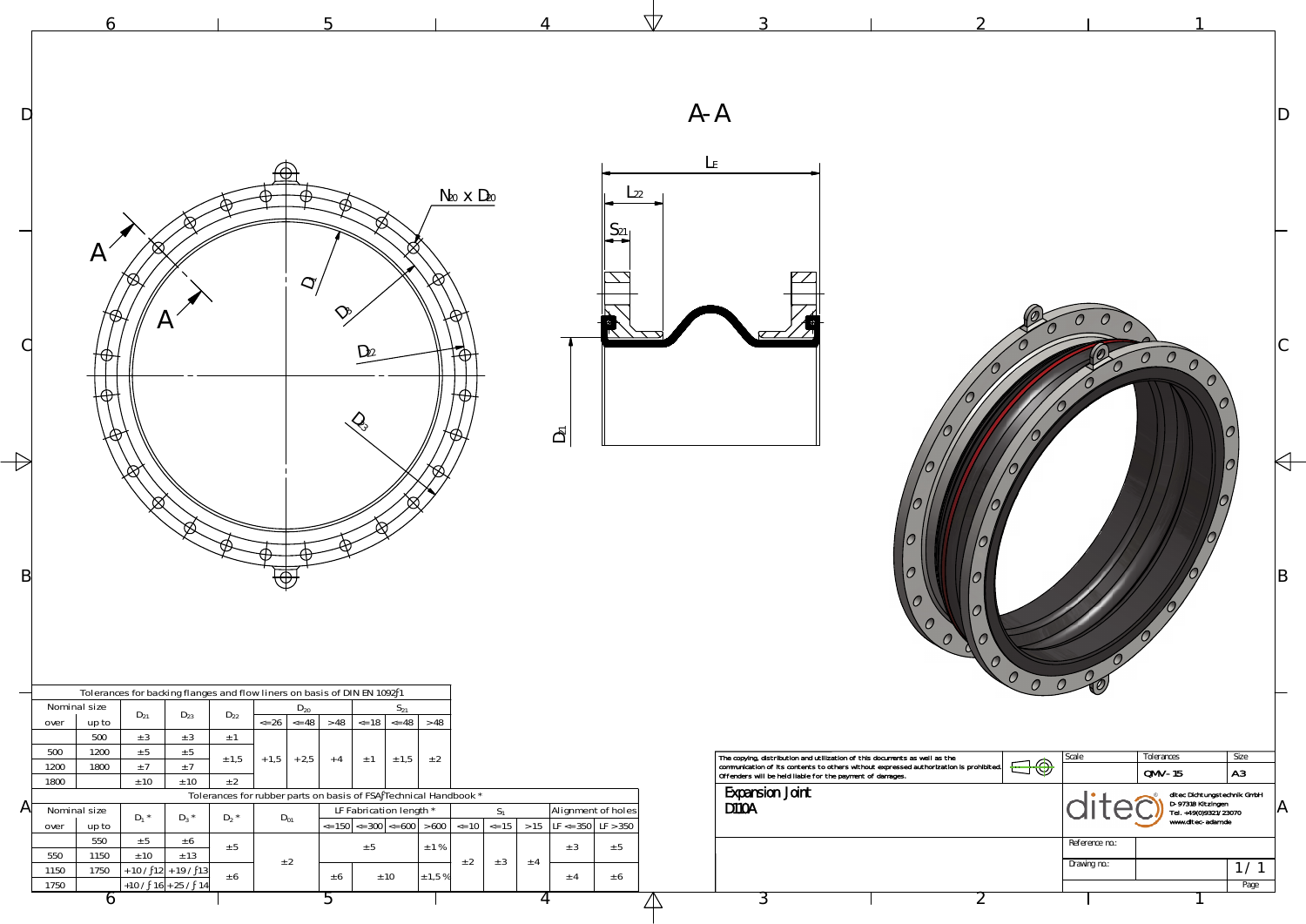## A-A

$L_F$

$L_{22}$

$S_{21}$

$D_{21}$

$N_{20}$ x $D_{20}$

$D_1$

$D_{01}$

$D_{22}$

$D_3$

A

A

Tolerances for backing flanges and flow liners on basis of DIN EN 1092-1

| Nominal size | | $D_{21}$ | $D_{23}$ | $D_{22}$ | $D_{20}$ | | | $S_{21}$ | | |
|---|---|---|---|---|---|---|---|---|---|---|
| over | up to | | | | <=26 | <=48 | >48 | <=18 | <=48 | >48 |
| | 500 | ±3 | ±3 | ±1 | +1,5 | +2,5 | +4 | ±1 | ±1,5 | ±2 |
| 500 | 1200 | ±5 | ±5 | ±1,5 | | | | | | |
| 1200 | 1800 | ±7 | ±7 | | | | | | | |
| 1800 | | ±10 | ±10 | ±2 | | | | | | |

Tolerances for rubber parts on basis of FSA-Technical Handbook *

| Nominal size | | $D_1$ * | $D_3$ * | $D_2$ * | $D_{01}$ | LF Fabrication length * | | | | $S_1$ | | | Alignment of holes | |
|---|---|---|---|---|---|---|---|---|---|---|---|---|---|---|
| over | up to | | | | | <=150 | <=300 | <=600 | >600 | <=10 | <=15 | >15 | LF <=350 | LF >350 |
| | 550 | ±5 | ±6 | ±5 | ±2 | ±5 | | | ±1% | ±2 | ±3 | ±4 | ±3 | ±5 |
| 550 | 1150 | ±10 | ±13 | | | | | | | | | | | |
| 1150 | 1750 | +10 / -12 | +19 / -13 | ±6 | | ±6 | ±10 | | ±1,5% | | | | ±4 | ±6 |
| 1750 | | +10 / -16 | +25 / -14 | | | | | | | | | | | |

The copying, distribution and utilization of this documents as well as the communication of its contents to others without expressed authorization is prohibited. Offenders will be held liable for the payment of damages.

| Scale | Tolerances | Size |
|---|---|---|
| | QMV-15 | A3 |

**Expansion Joint**
**D110A**

ditec Dichtungstechnik GmbH
D-97318 Kitzingen
Tel. +49(0)9321/23070
www.ditec-adam.de

Reference no.:

Drawing no.:

1/1

Page